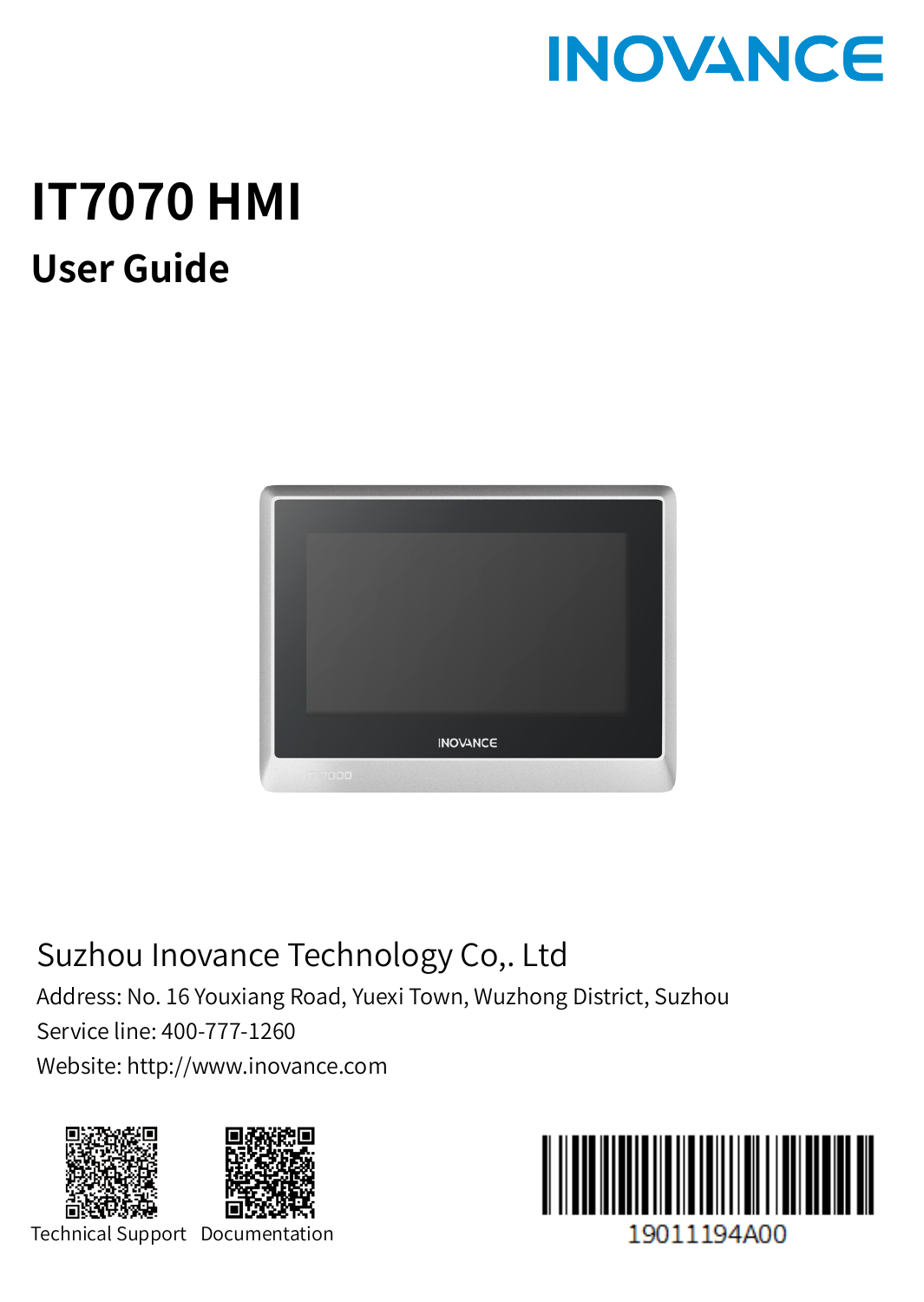INOVANCE

# IT7070 HMI

## User Guide

Suzhou Inovance Technology Co,. Ltd

Address: No. 16 Youxiang Road, Yuexi Town, Wuzhong District, Suzhou

Service line: 400-777-1260

Website: http://www.inovance.com

Technical Support Documentation

19011194A00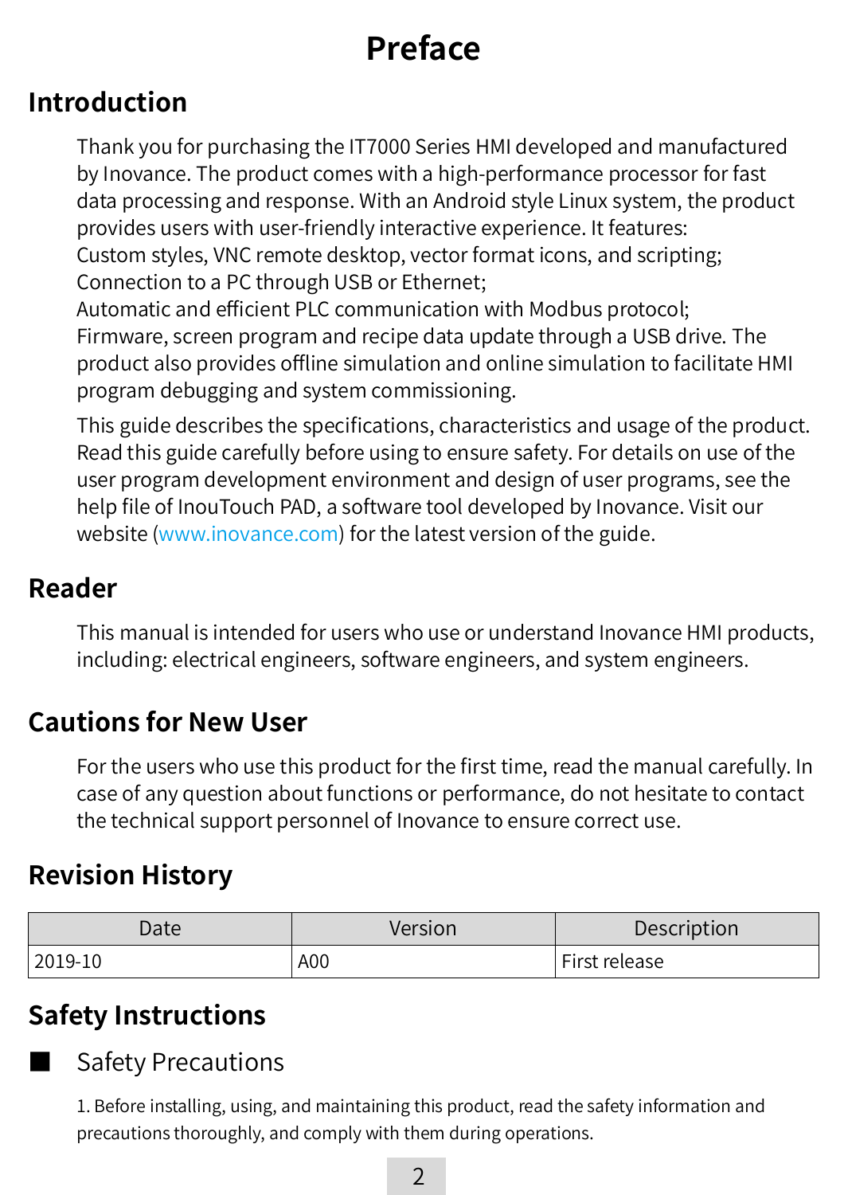# Preface

## Introduction

Thank you for purchasing the IT7000 Series HMI developed and manufactured by Inovance. The product comes with a high-performance processor for fast data processing and response. With an Android style Linux system, the product provides users with user-friendly interactive experience. It features:
Custom styles, VNC remote desktop, vector format icons, and scripting;
Connection to a PC through USB or Ethernet;
Automatic and efficient PLC communication with Modbus protocol;
Firmware, screen program and recipe data update through a USB drive. The product also provides offline simulation and online simulation to facilitate HMI program debugging and system commissioning.

This guide describes the specifications, characteristics and usage of the product. Read this guide carefully before using to ensure safety. For details on use of the user program development environment and design of user programs, see the help file of InouTouch PAD, a software tool developed by Inovance. Visit our website (www.inovance.com) for the latest version of the guide.

## Reader

This manual is intended for users who use or understand Inovance HMI products, including: electrical engineers, software engineers, and system engineers.

## Cautions for New User

For the users who use this product for the first time, read the manual carefully. In case of any question about functions or performance, do not hesitate to contact the technical support personnel of Inovance to ensure correct use.

## Revision History

| Date | Version | Description |
| --- | --- | --- |
| 2019-10 | A00 | First release |

## Safety Instructions

■ Safety Precautions

1. Before installing, using, and maintaining this product, read the safety information and precautions thoroughly, and comply with them during operations.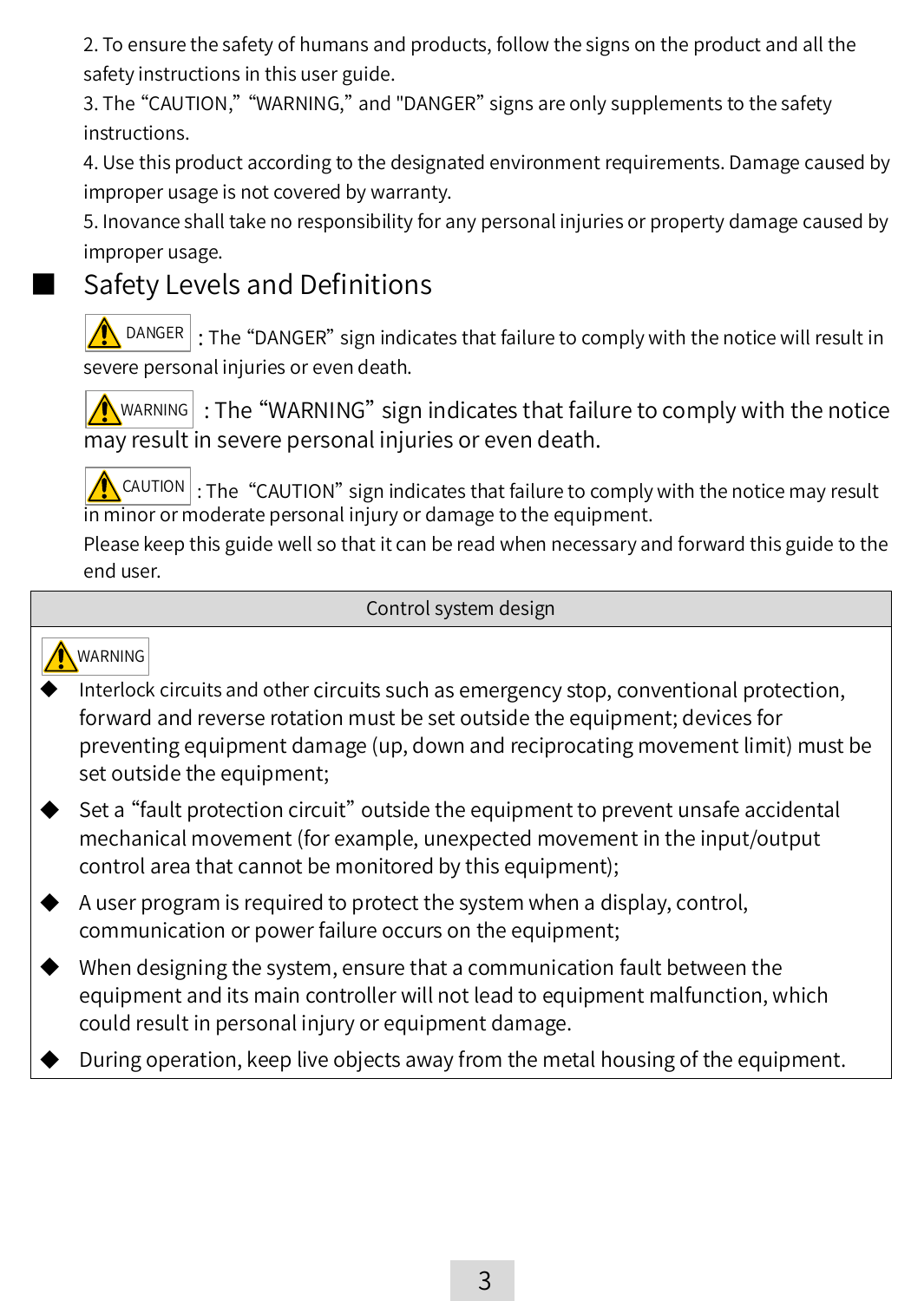2. To ensure the safety of humans and products, follow the signs on the product and all the safety instructions in this user guide.

3. The "CAUTION," "WARNING," and "DANGER" signs are only supplements to the safety instructions.

4. Use this product according to the designated environment requirements. Damage caused by improper usage is not covered by warranty.

5. Inovance shall take no responsibility for any personal injuries or property damage caused by improper usage.

## Safety Levels and Definitions

**DANGER**: The "DANGER" sign indicates that failure to comply with the notice will result in severe personal injuries or even death.

**WARNING**: The "WARNING" sign indicates that failure to comply with the notice may result in severe personal injuries or even death.

**CAUTION**: The "CAUTION" sign indicates that failure to comply with the notice may result in minor or moderate personal injury or damage to the equipment.

Please keep this guide well so that it can be read when necessary and forward this guide to the end user.

| Control system design |
| --- |
| **WARNING**<br>◆ Interlock circuits and other circuits such as emergency stop, conventional protection, forward and reverse rotation must be set outside the equipment; devices for preventing equipment damage (up, down and reciprocating movement limit) must be set outside the equipment;<br>◆ Set a "fault protection circuit" outside the equipment to prevent unsafe accidental mechanical movement (for example, unexpected movement in the input/output control area that cannot be monitored by this equipment);<br>◆ A user program is required to protect the system when a display, control, communication or power failure occurs on the equipment;<br>◆ When designing the system, ensure that a communication fault between the equipment and its main controller will not lead to equipment malfunction, which could result in personal injury or equipment damage.<br>◆ During operation, keep live objects away from the metal housing of the equipment. |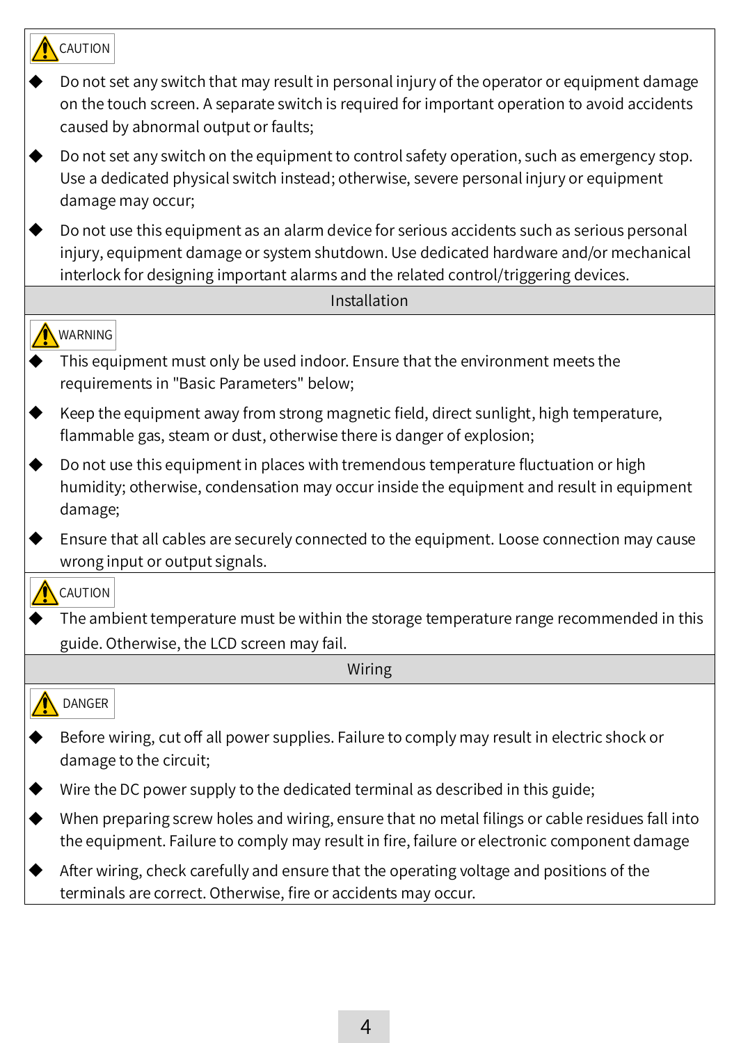**CAUTION**

- Do not set any switch that may result in personal injury of the operator or equipment damage on the touch screen. A separate switch is required for important operation to avoid accidents caused by abnormal output or faults;
- Do not set any switch on the equipment to control safety operation, such as emergency stop. Use a dedicated physical switch instead; otherwise, severe personal injury or equipment damage may occur;
- Do not use this equipment as an alarm device for serious accidents such as serious personal injury, equipment damage or system shutdown. Use dedicated hardware and/or mechanical interlock for designing important alarms and the related control/triggering devices.

## Installation

**WARNING**

- This equipment must only be used indoor. Ensure that the environment meets the requirements in "Basic Parameters" below;
- Keep the equipment away from strong magnetic field, direct sunlight, high temperature, flammable gas, steam or dust, otherwise there is danger of explosion;
- Do not use this equipment in places with tremendous temperature fluctuation or high humidity; otherwise, condensation may occur inside the equipment and result in equipment damage;
- Ensure that all cables are securely connected to the equipment. Loose connection may cause wrong input or output signals.

**CAUTION**

- The ambient temperature must be within the storage temperature range recommended in this guide. Otherwise, the LCD screen may fail.

## Wiring

**DANGER**

- Before wiring, cut off all power supplies. Failure to comply may result in electric shock or damage to the circuit;
- Wire the DC power supply to the dedicated terminal as described in this guide;
- When preparing screw holes and wiring, ensure that no metal filings or cable residues fall into the equipment. Failure to comply may result in fire, failure or electronic component damage
- After wiring, check carefully and ensure that the operating voltage and positions of the terminals are correct. Otherwise, fire or accidents may occur.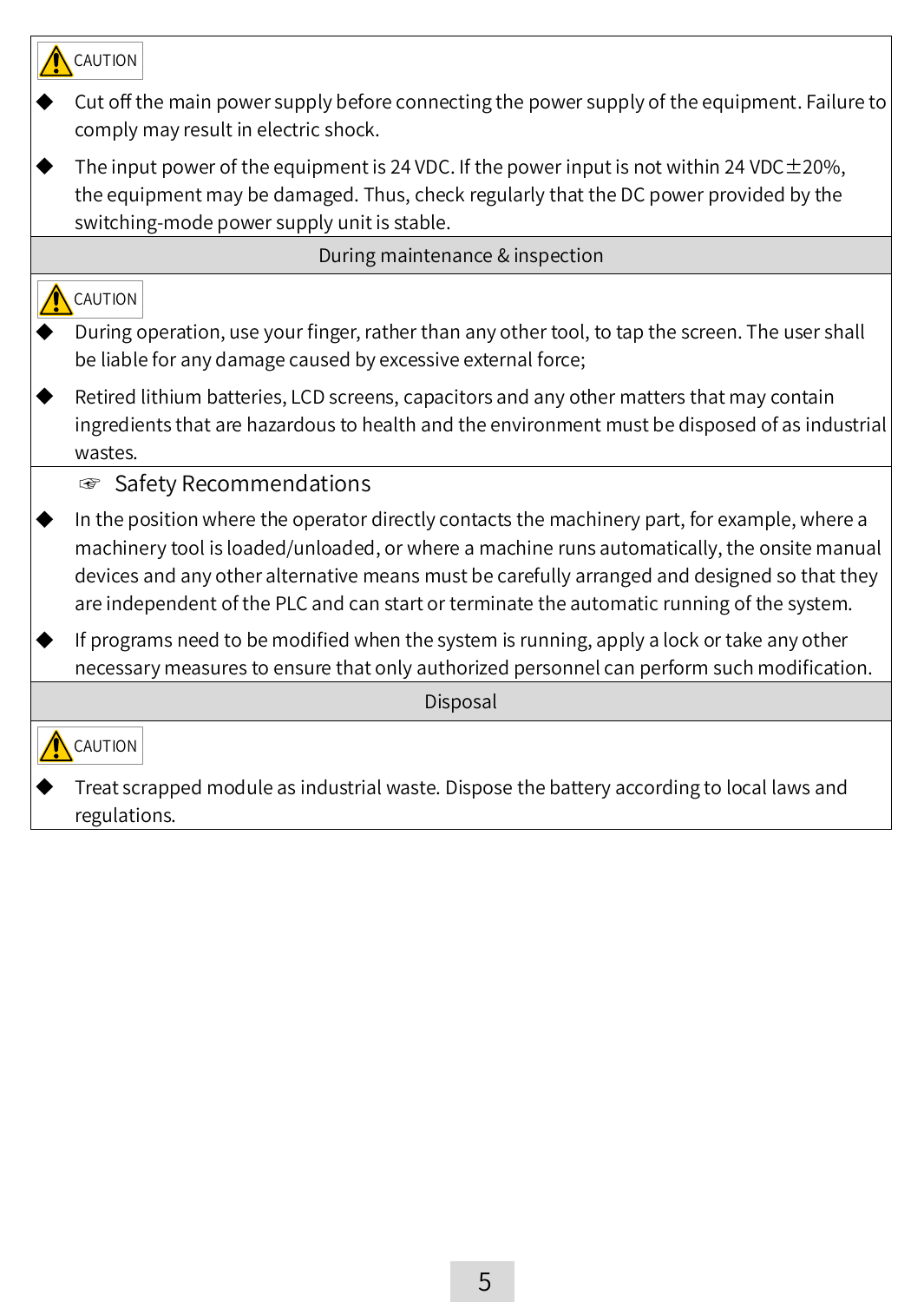⚠ CAUTION

- Cut off the main power supply before connecting the power supply of the equipment. Failure to comply may result in electric shock.
- The input power of the equipment is 24 VDC. If the power input is not within 24 VDC±20%, the equipment may be damaged. Thus, check regularly that the DC power provided by the switching-mode power supply unit is stable.

**During maintenance & inspection**

⚠ CAUTION

- During operation, use your finger, rather than any other tool, to tap the screen. The user shall be liable for any damage caused by excessive external force;
- Retired lithium batteries, LCD screens, capacitors and any other matters that may contain ingredients that are hazardous to health and the environment must be disposed of as industrial wastes.

☞ Safety Recommendations

- In the position where the operator directly contacts the machinery part, for example, where a machinery tool is loaded/unloaded, or where a machine runs automatically, the onsite manual devices and any other alternative means must be carefully arranged and designed so that they are independent of the PLC and can start or terminate the automatic running of the system.
- If programs need to be modified when the system is running, apply a lock or take any other necessary measures to ensure that only authorized personnel can perform such modification.

**Disposal**

⚠ CAUTION

- Treat scrapped module as industrial waste. Dispose the battery according to local laws and regulations.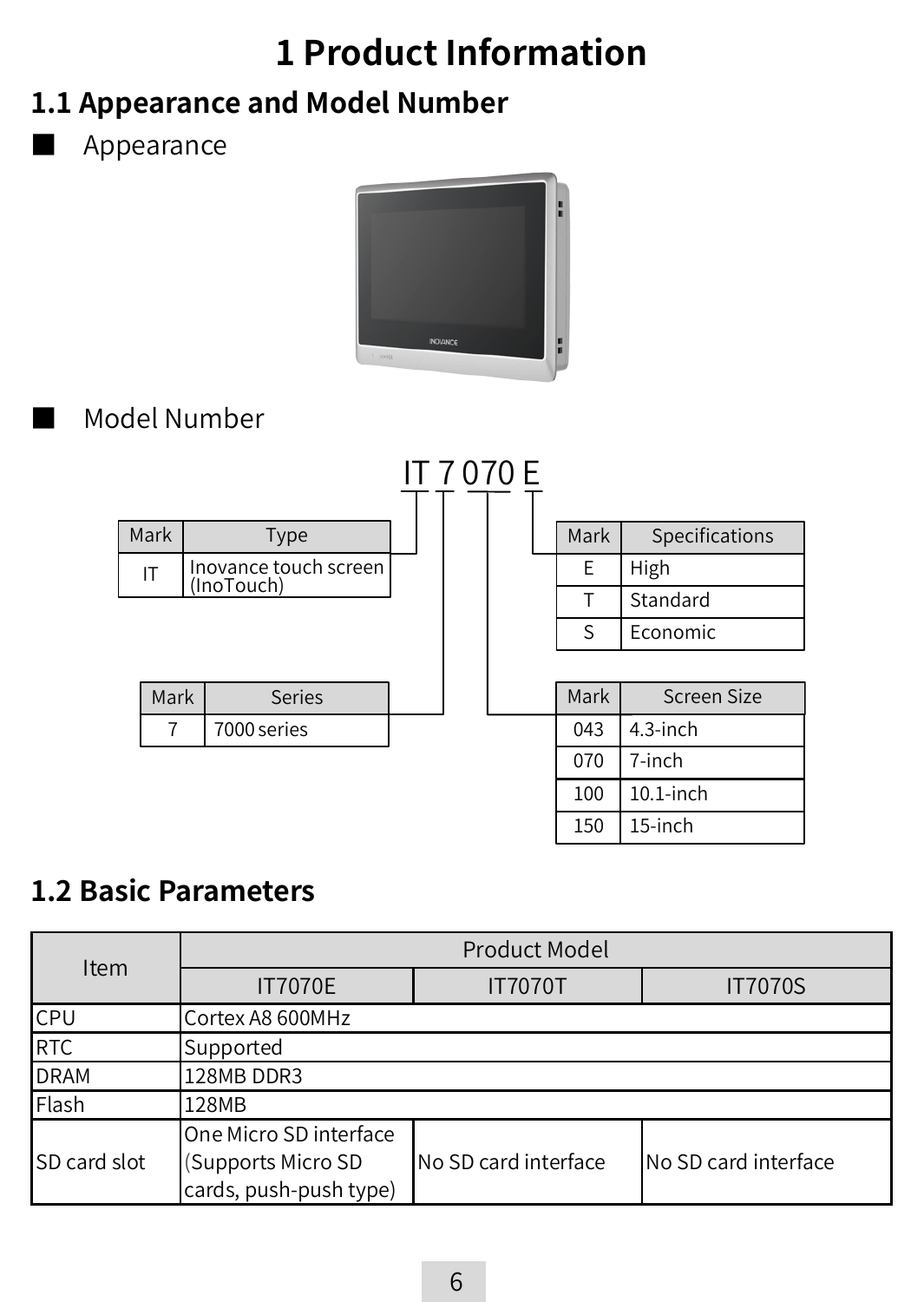# 1 Product Information

## 1.1 Appearance and Model Number

■ Appearance

■ Model Number

IT 7 070 E

| Mark | Type |
|---|---|
| IT | Inovance touch screen (InoTouch) |

| Mark | Series |
|---|---|
| 7 | 7000 series |

| Mark | Screen Size |
|---|---|
| 043 | 4.3-inch |
| 070 | 7-inch |
| 100 | 10.1-inch |
| 150 | 15-inch |

| Mark | Specifications |
|---|---|
| E | High |
| T | Standard |
| S | Economic |

## 1.2 Basic Parameters

| Item | Product Model | | |
|---|---|---|---|
| | IT7070E | IT7070T | IT7070S |
| CPU | Cortex A8 600MHz | | |
| RTC | Supported | | |
| DRAM | 128MB DDR3 | | |
| Flash | 128MB | | |
| SD card slot | One Micro SD interface (Supports Micro SD cards, push-push type) | No SD card interface | No SD card interface |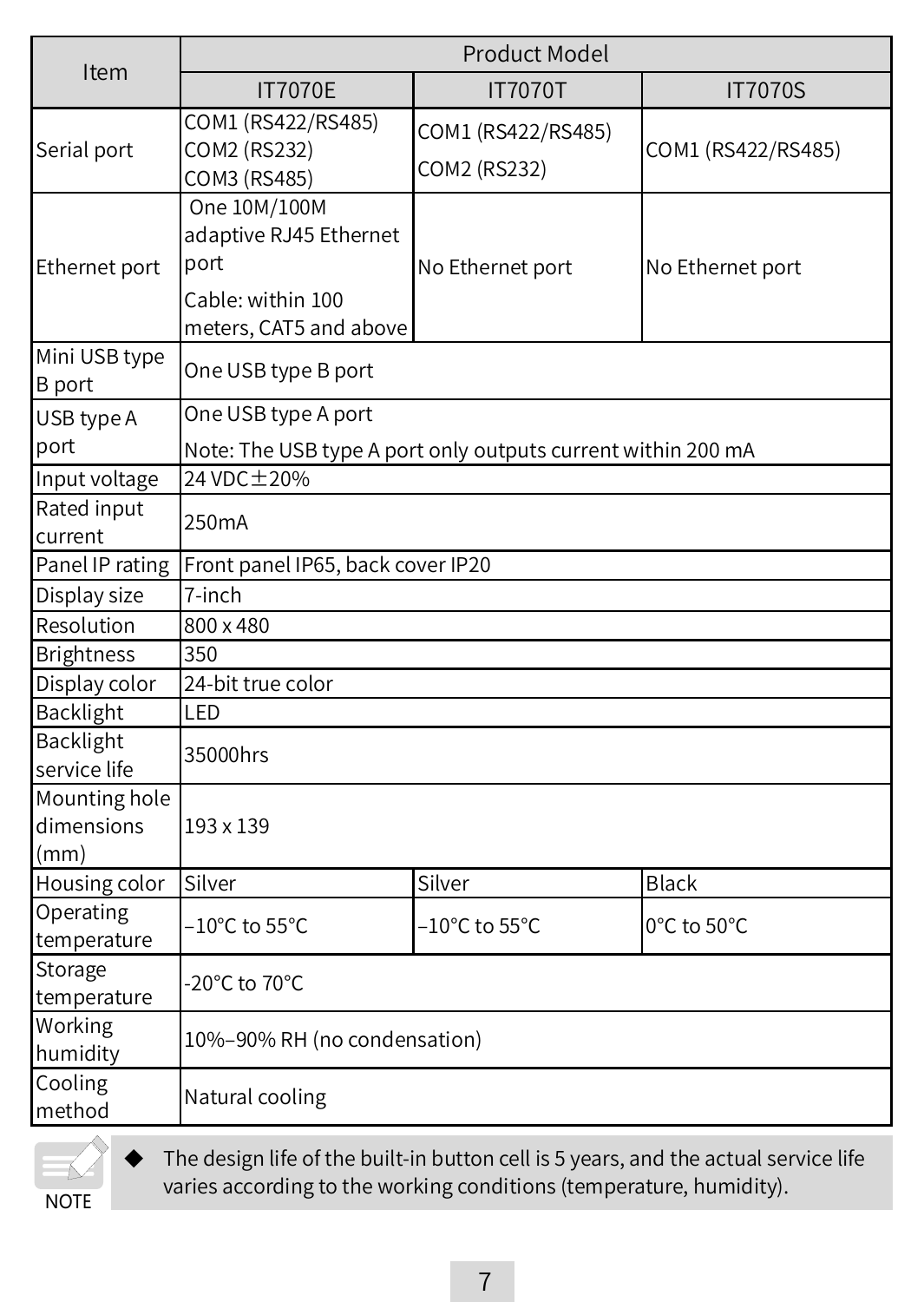| Item | Product Model | | |
|---|---|---|---|
| | IT7070E | IT7070T | IT7070S |
| Serial port | COM1 (RS422/RS485)<br>COM2 (RS232)<br>COM3 (RS485) | COM1 (RS422/RS485)<br>COM2 (RS232) | COM1 (RS422/RS485) |
| Ethernet port | One 10M/100M adaptive RJ45 Ethernet port<br>Cable: within 100 meters, CAT5 and above | No Ethernet port | No Ethernet port |
| Mini USB type B port | One USB type B port | | |
| USB type A port | One USB type A port<br>Note: The USB type A port only outputs current within 200 mA | | |
| Input voltage | 24 VDC±20% | | |
| Rated input current | 250mA | | |
| Panel IP rating | Front panel IP65, back cover IP20 | | |
| Display size | 7-inch | | |
| Resolution | 800 x 480 | | |
| Brightness | 350 | | |
| Display color | 24-bit true color | | |
| Backlight | LED | | |
| Backlight service life | 35000hrs | | |
| Mounting hole dimensions (mm) | 193 x 139 | | |
| Housing color | Silver | Silver | Black |
| Operating temperature | –10°C to 55°C | –10°C to 55°C | 0°C to 50°C |
| Storage temperature | -20°C to 70°C | | |
| Working humidity | 10%–90% RH (no condensation) | | |
| Cooling method | Natural cooling | | |

NOTE

- The design life of the built-in button cell is 5 years, and the actual service life varies according to the working conditions (temperature, humidity).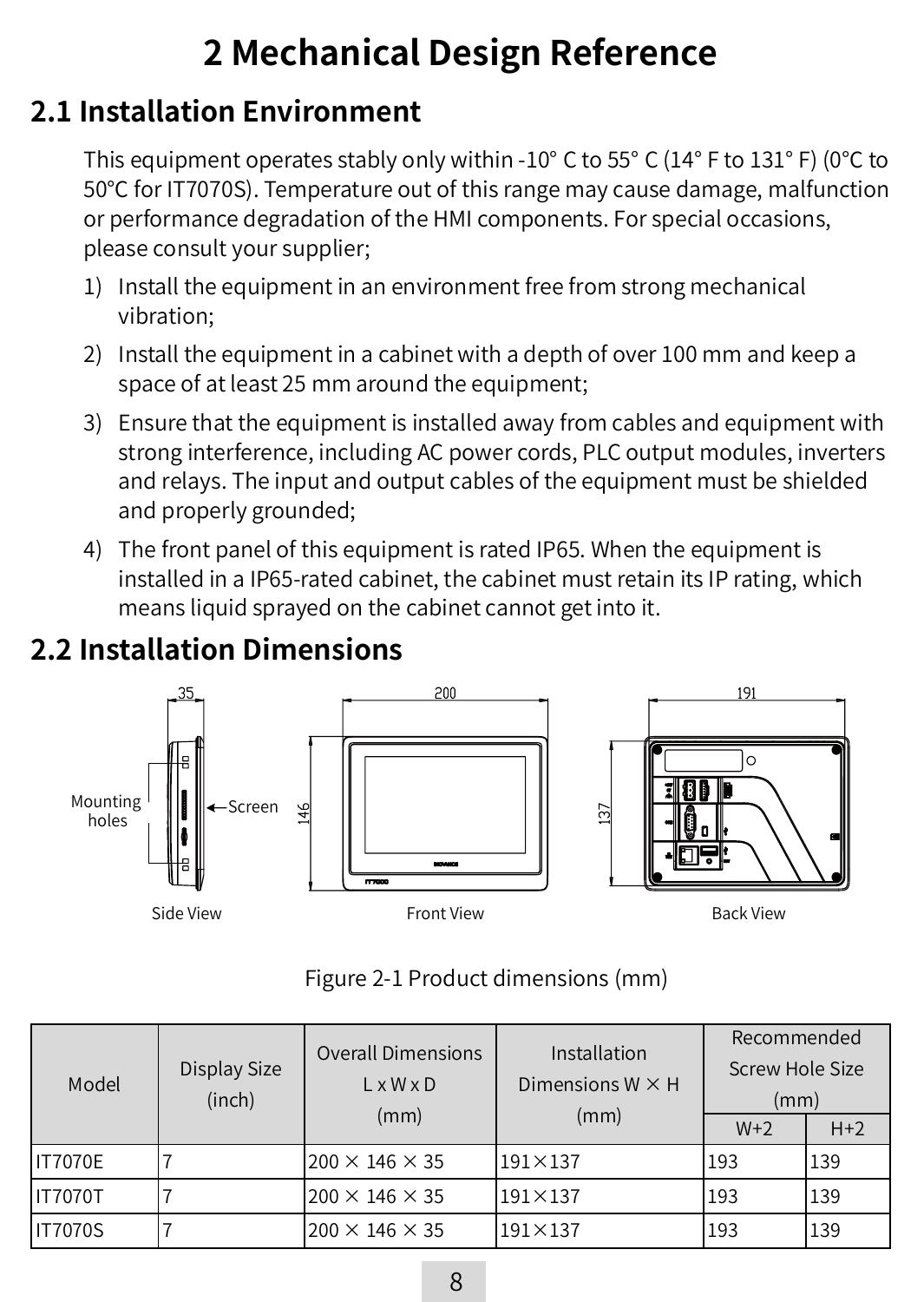# 2 Mechanical Design Reference

## 2.1 Installation Environment

This equipment operates stably only within -10° C to 55° C (14° F to 131° F) (0°C to 50°C for IT7070S). Temperature out of this range may cause damage, malfunction or performance degradation of the HMI components. For special occasions, please consult your supplier;

1) Install the equipment in an environment free from strong mechanical vibration;
2) Install the equipment in a cabinet with a depth of over 100 mm and keep a space of at least 25 mm around the equipment;
3) Ensure that the equipment is installed away from cables and equipment with strong interference, including AC power cords, PLC output modules, inverters and relays. The input and output cables of the equipment must be shielded and properly grounded;
4) The front panel of this equipment is rated IP65. When the equipment is installed in a IP65-rated cabinet, the cabinet must retain its IP rating, which means liquid sprayed on the cabinet cannot get into it.

## 2.2 Installation Dimensions

Figure 2-1 Product dimensions (mm)

| Model | Display Size (inch) | Overall Dimensions L x W x D (mm) | Installation Dimensions W × H (mm) | Recommended Screw Hole Size (mm) | |
|---|---|---|---|---|---|
| | | | | W+2 | H+2 |
| IT7070E | 7 | 200 × 146 × 35 | 191×137 | 193 | 139 |
| IT7070T | 7 | 200 × 146 × 35 | 191×137 | 193 | 139 |
| IT7070S | 7 | 200 × 146 × 35 | 191×137 | 193 | 139 |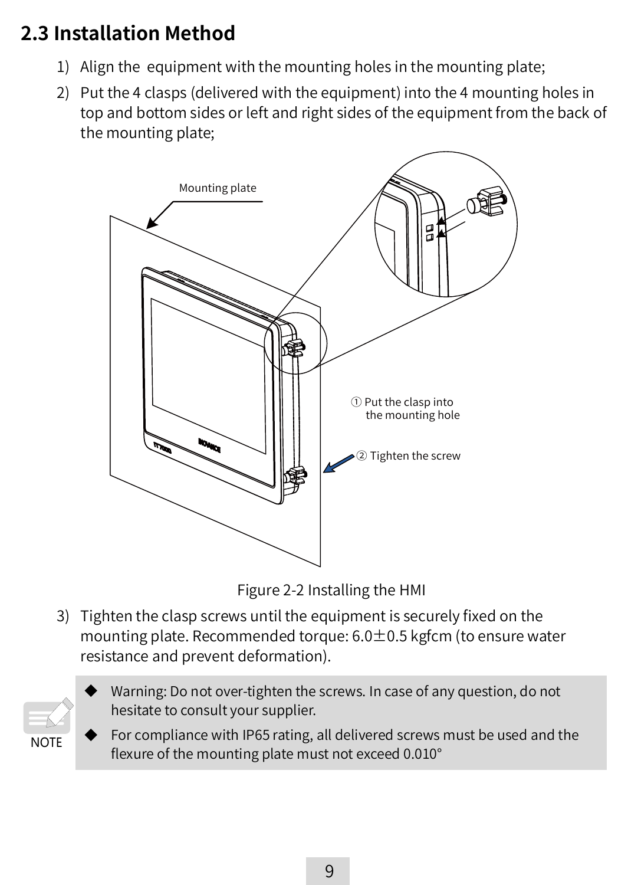## 2.3 Installation Method

1) Align the equipment with the mounting holes in the mounting plate;
2) Put the 4 clasps (delivered with the equipment) into the 4 mounting holes in top and bottom sides or left and right sides of the equipment from the back of the mounting plate;

Mounting plate

① Put the clasp into the mounting hole

② Tighten the screw

Figure 2-2 Installing the HMI

3) Tighten the clasp screws until the equipment is securely fixed on the mounting plate. Recommended torque: 6.0±0.5 kgfcm (to ensure water resistance and prevent deformation).

NOTE

- Warning: Do not over-tighten the screws. In case of any question, do not hesitate to consult your supplier.
- For compliance with IP65 rating, all delivered screws must be used and the flexure of the mounting plate must not exceed 0.010°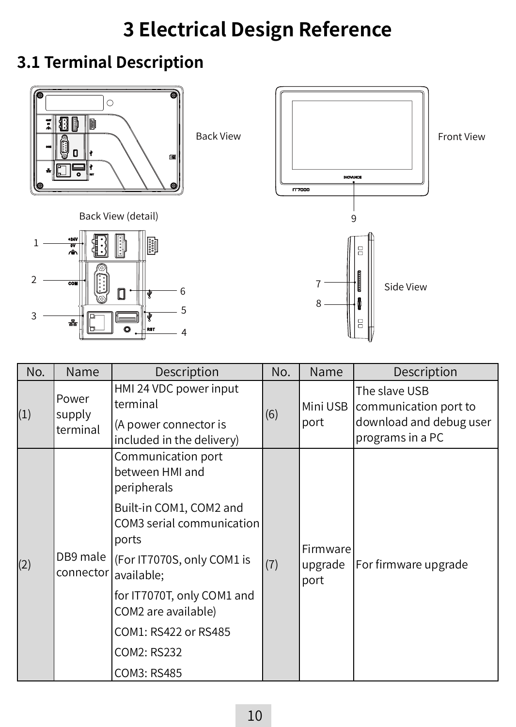# 3 Electrical Design Reference

## 3.1 Terminal Description

Back View

Front View

Back View (detail)

Side View

| No. | Name | Description | No. | Name | Description |
|---|---|---|---|---|---|
| (1) | Power supply terminal | HMI 24 VDC power input terminal<br>(A power connector is included in the delivery) | (6) | Mini USB port | The slave USB communication port to download and debug user programs in a PC |
| (2) | DB9 male connector | Communication port between HMI and peripherals<br>Built-in COM1, COM2 and COM3 serial communication ports<br>(For IT7070S, only COM1 is available;<br>for IT7070T, only COM1 and COM2 are available)<br>COM1: RS422 or RS485<br>COM2: RS232<br>COM3: RS485 | (7) | Firmware upgrade port | For firmware upgrade |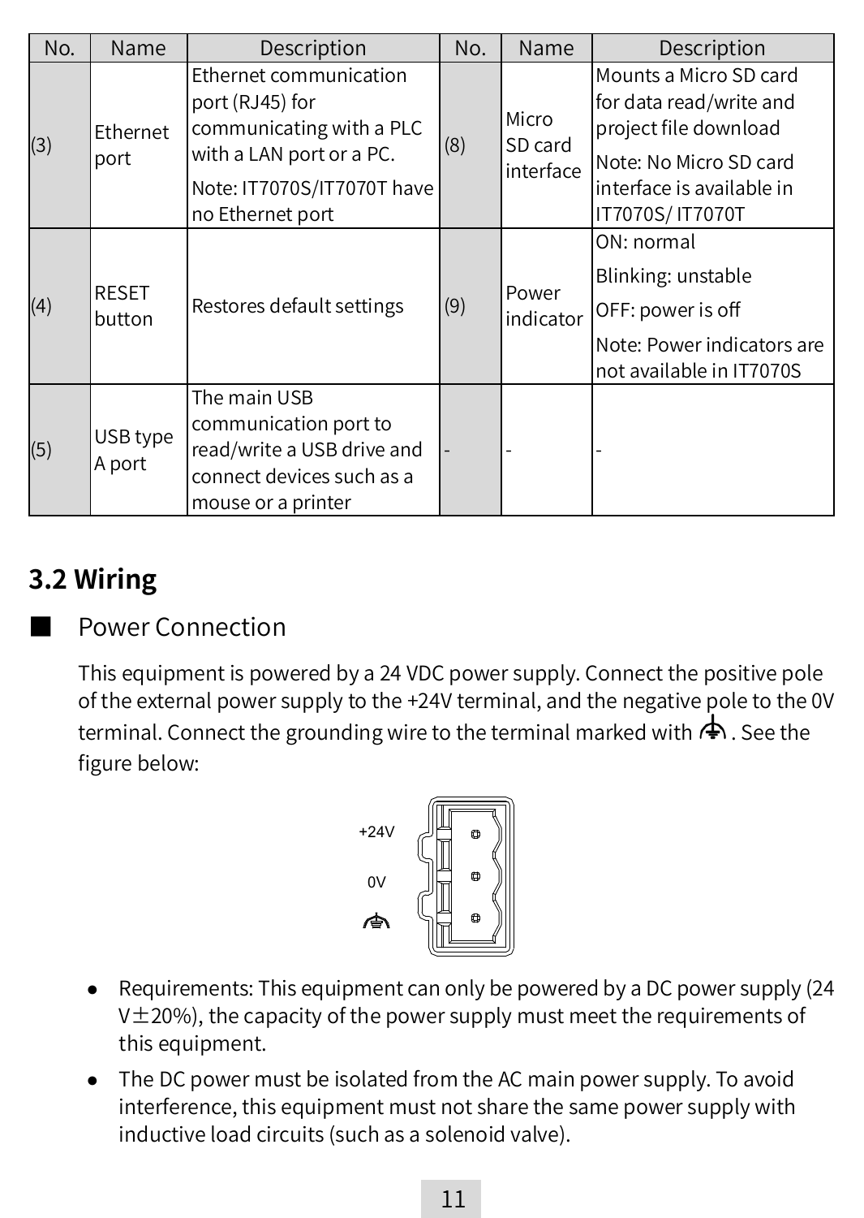| No. | Name | Description | No. | Name | Description |
|---|---|---|---|---|---|
| (3) | Ethernet port | Ethernet communication port (RJ45) for communicating with a PLC with a LAN port or a PC.<br>Note: IT7070S/IT7070T have no Ethernet port | (8) | Micro SD card interface | Mounts a Micro SD card for data read/write and project file download<br>Note: No Micro SD card interface is available in IT7070S/ IT7070T |
| (4) | RESET button | Restores default settings | (9) | Power indicator | ON: normal<br>Blinking: unstable<br>OFF: power is off<br>Note: Power indicators are not available in IT7070S |
| (5) | USB type A port | The main USB communication port to read/write a USB drive and connect devices such as a mouse or a printer | - | - | - |

## 3.2 Wiring

### ■ Power Connection

This equipment is powered by a 24 VDC power supply. Connect the positive pole of the external power supply to the +24V terminal, and the negative pole to the 0V terminal. Connect the grounding wire to the terminal marked with ⏚. See the figure below:

+24V

0V

⏚

- Requirements: This equipment can only be powered by a DC power supply (24 V±20%), the capacity of the power supply must meet the requirements of this equipment.
- The DC power must be isolated from the AC main power supply. To avoid interference, this equipment must not share the same power supply with inductive load circuits (such as a solenoid valve).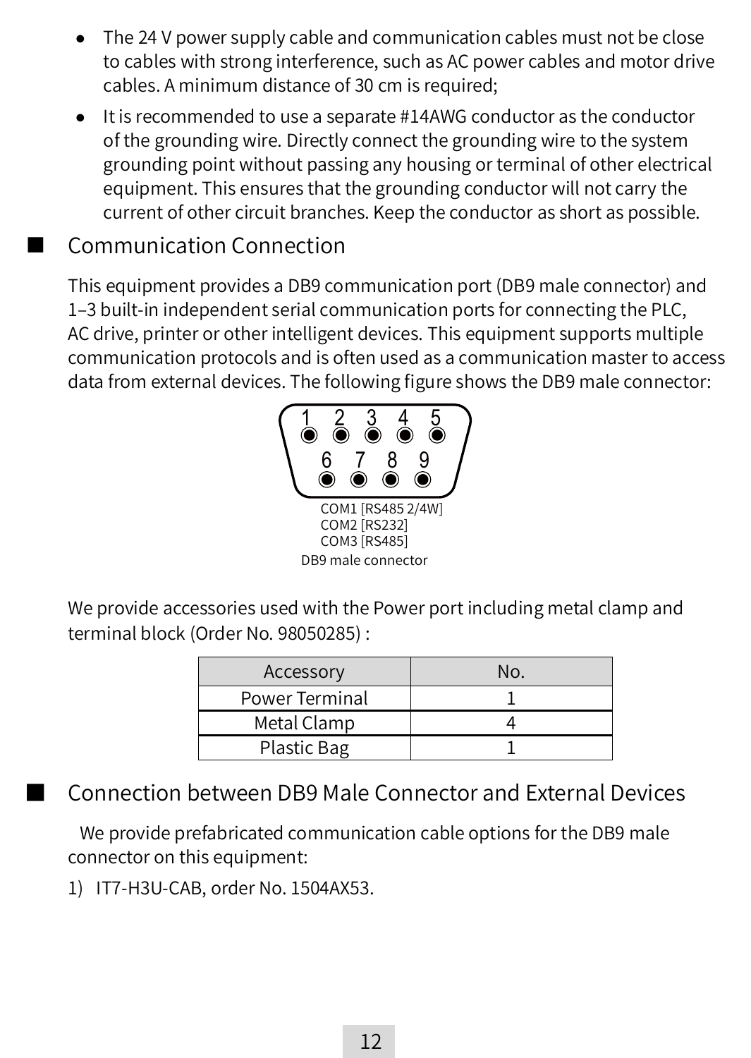- The 24 V power supply cable and communication cables must not be close to cables with strong interference, such as AC power cables and motor drive cables. A minimum distance of 30 cm is required;
- It is recommended to use a separate #14AWG conductor as the conductor of the grounding wire. Directly connect the grounding wire to the system grounding point without passing any housing or terminal of other electrical equipment. This ensures that the grounding conductor will not carry the current of other circuit branches. Keep the conductor as short as possible.

## Communication Connection

This equipment provides a DB9 communication port (DB9 male connector) and 1–3 built-in independent serial communication ports for connecting the PLC, AC drive, printer or other intelligent devices. This equipment supports multiple communication protocols and is often used as a communication master to access data from external devices. The following figure shows the DB9 male connector:

1 2 3 4 5
6 7 8 9

COM1 [RS485 2/4W]
COM2 [RS232]
COM3 [RS485]

DB9 male connector

We provide accessories used with the Power port including metal clamp and terminal block (Order No. 98050285) :

| Accessory | No. |
| --- | --- |
| Power Terminal | 1 |
| Metal Clamp | 4 |
| Plastic Bag | 1 |

## Connection between DB9 Male Connector and External Devices

We provide prefabricated communication cable options for the DB9 male connector on this equipment:

1) IT7-H3U-CAB, order No. 1504AX53.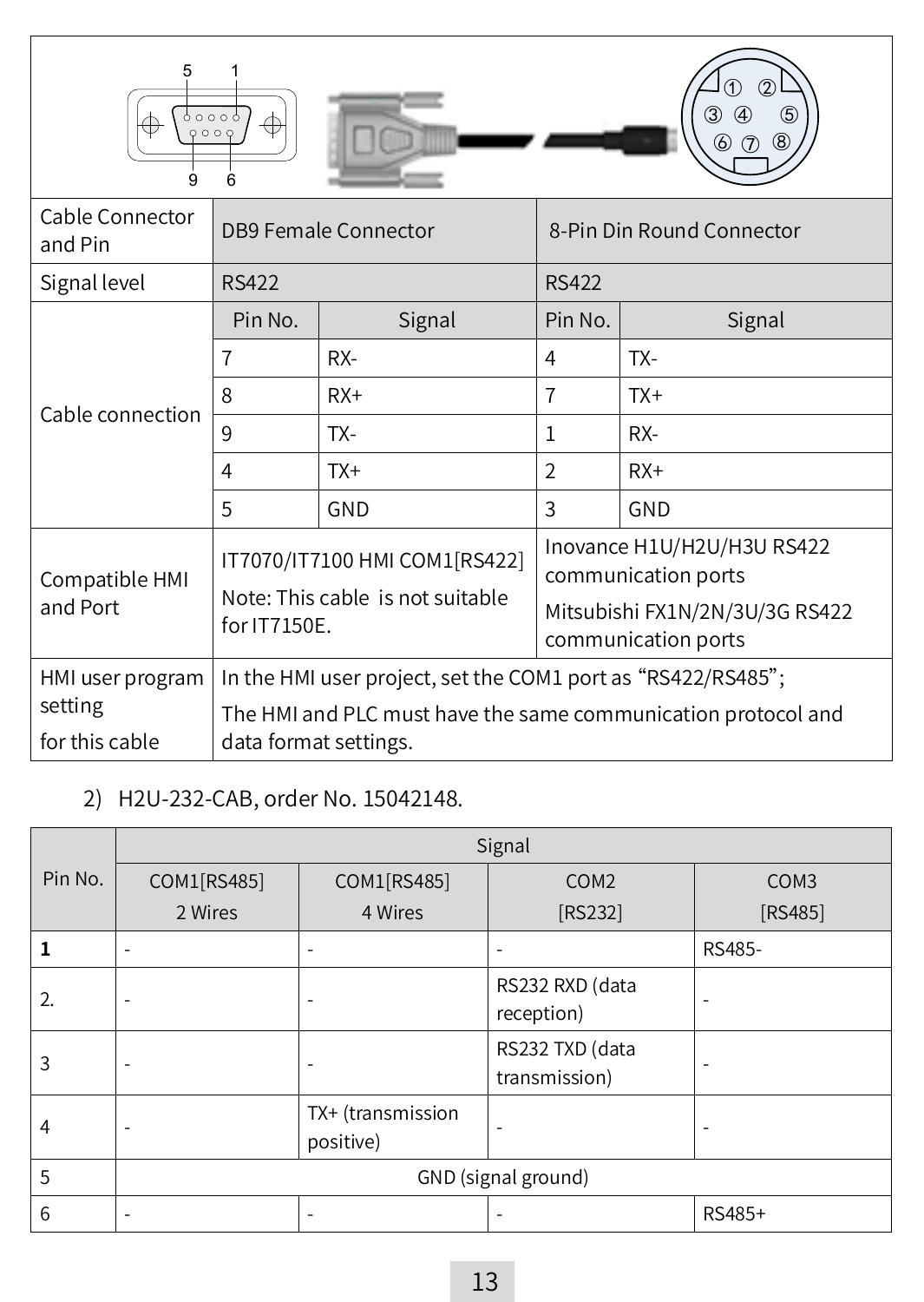| Cable Connector and Pin | DB9 Female Connector | | 8-Pin Din Round Connector | |
|---|---|---|---|---|
| Signal level | RS422 | | RS422 | |
| Cable connection | Pin No. | Signal | Pin No. | Signal |
| | 7 | RX- | 4 | TX- |
| | 8 | RX+ | 7 | TX+ |
| | 9 | TX- | 1 | RX- |
| | 4 | TX+ | 2 | RX+ |
| | 5 | GND | 3 | GND |
| Compatible HMI and Port | IT7070/IT7100 HMI COM1[RS422]<br>Note: This cable is not suitable for IT7150E. | | Inovance H1U/H2U/H3U RS422 communication ports<br>Mitsubishi FX1N/2N/3U/3G RS422 communication ports | |
| HMI user program setting for this cable | In the HMI user project, set the COM1 port as "RS422/RS485";<br>The HMI and PLC must have the same communication protocol and data format settings. | | | |

2) H2U-232-CAB, order No. 15042148.

| Pin No. | Signal | | | |
|---|---|---|---|---|
| | COM1[RS485] 2 Wires | COM1[RS485] 4 Wires | COM2 [RS232] | COM3 [RS485] |
| **1** | - | - | - | RS485- |
| 2. | - | - | RS232 RXD (data reception) | - |
| 3 | - | - | RS232 TXD (data transmission) | - |
| 4 | - | TX+ (transmission positive) | - | - |
| 5 | GND (signal ground) | | | |
| 6 | - | - | - | RS485+ |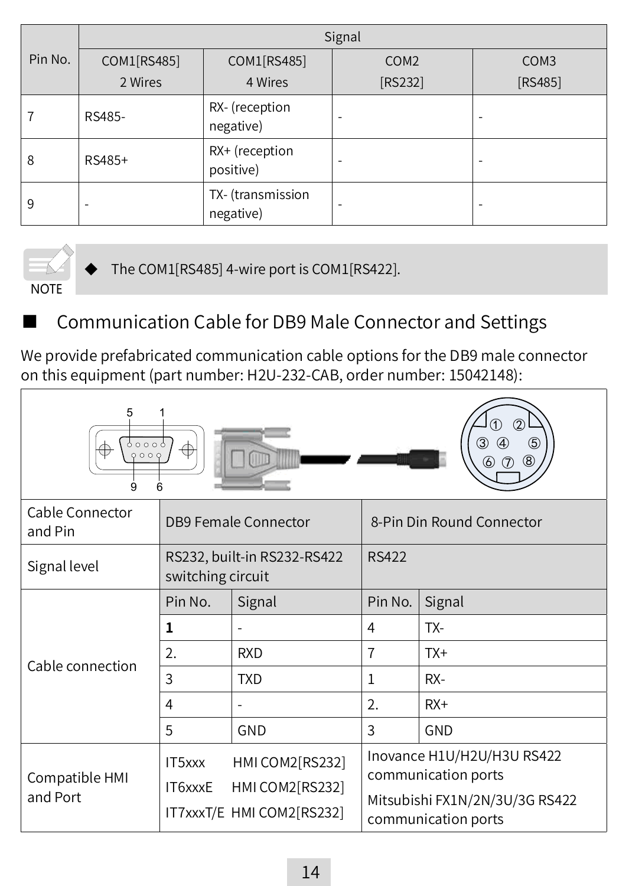| Pin No. | Signal | | | |
|---|---|---|---|---|
| | COM1[RS485] 2 Wires | COM1[RS485] 4 Wires | COM2 [RS232] | COM3 [RS485] |
| 7 | RS485- | RX- (reception negative) | - | - |
| 8 | RS485+ | RX+ (reception positive) | - | - |
| 9 | - | TX- (transmission negative) | - | - |

NOTE

- The COM1[RS485] 4-wire port is COM1[RS422].

## ■ Communication Cable for DB9 Male Connector and Settings

We provide prefabricated communication cable options for the DB9 male connector on this equipment (part number: H2U-232-CAB, order number: 15042148):

| Cable Connector and Pin | DB9 Female Connector | | 8-Pin Din Round Connector | |
|---|---|---|---|---|
| Signal level | RS232, built-in RS232-RS422 switching circuit | | RS422 | |
| Cable connection | Pin No. | Signal | Pin No. | Signal |
| | **1** | - | 4 | TX- |
| | 2. | RXD | 7 | TX+ |
| | 3 | TXD | 1 | RX- |
| | 4 | - | 2. | RX+ |
| | 5 | GND | 3 | GND |
| Compatible HMI and Port | IT5xxx HMI COM2[RS232]<br>IT6xxxE HMI COM2[RS232]<br>IT7xxxT/E HMI COM2[RS232] | | Inovance H1U/H2U/H3U RS422 communication ports<br>Mitsubishi FX1N/2N/3U/3G RS422 communication ports | |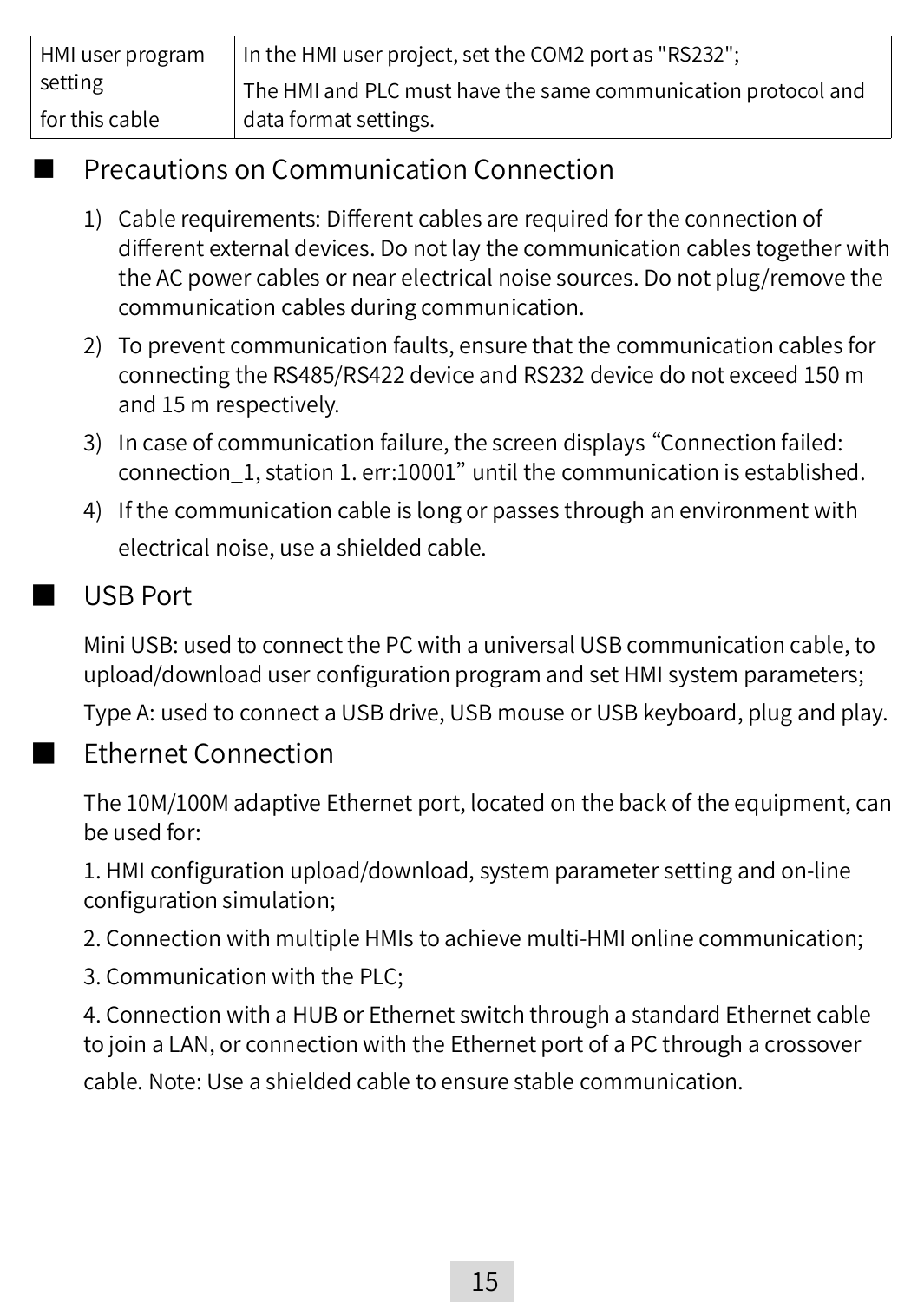| HMI user program setting for this cable | In the HMI user project, set the COM2 port as "RS232"; The HMI and PLC must have the same communication protocol and data format settings. |
|---|---|

## Precautions on Communication Connection

1) Cable requirements: Different cables are required for the connection of different external devices. Do not lay the communication cables together with the AC power cables or near electrical noise sources. Do not plug/remove the communication cables during communication.
2) To prevent communication faults, ensure that the communication cables for connecting the RS485/RS422 device and RS232 device do not exceed 150 m and 15 m respectively.
3) In case of communication failure, the screen displays "Connection failed: connection_1, station 1. err:10001" until the communication is established.
4) If the communication cable is long or passes through an environment with electrical noise, use a shielded cable.

## USB Port

Mini USB: used to connect the PC with a universal USB communication cable, to upload/download user configuration program and set HMI system parameters;

Type A: used to connect a USB drive, USB mouse or USB keyboard, plug and play.

## Ethernet Connection

The 10M/100M adaptive Ethernet port, located on the back of the equipment, can be used for:

1. HMI configuration upload/download, system parameter setting and on-line configuration simulation;

2. Connection with multiple HMIs to achieve multi-HMI online communication;

3. Communication with the PLC;

4. Connection with a HUB or Ethernet switch through a standard Ethernet cable to join a LAN, or connection with the Ethernet port of a PC through a crossover cable. Note: Use a shielded cable to ensure stable communication.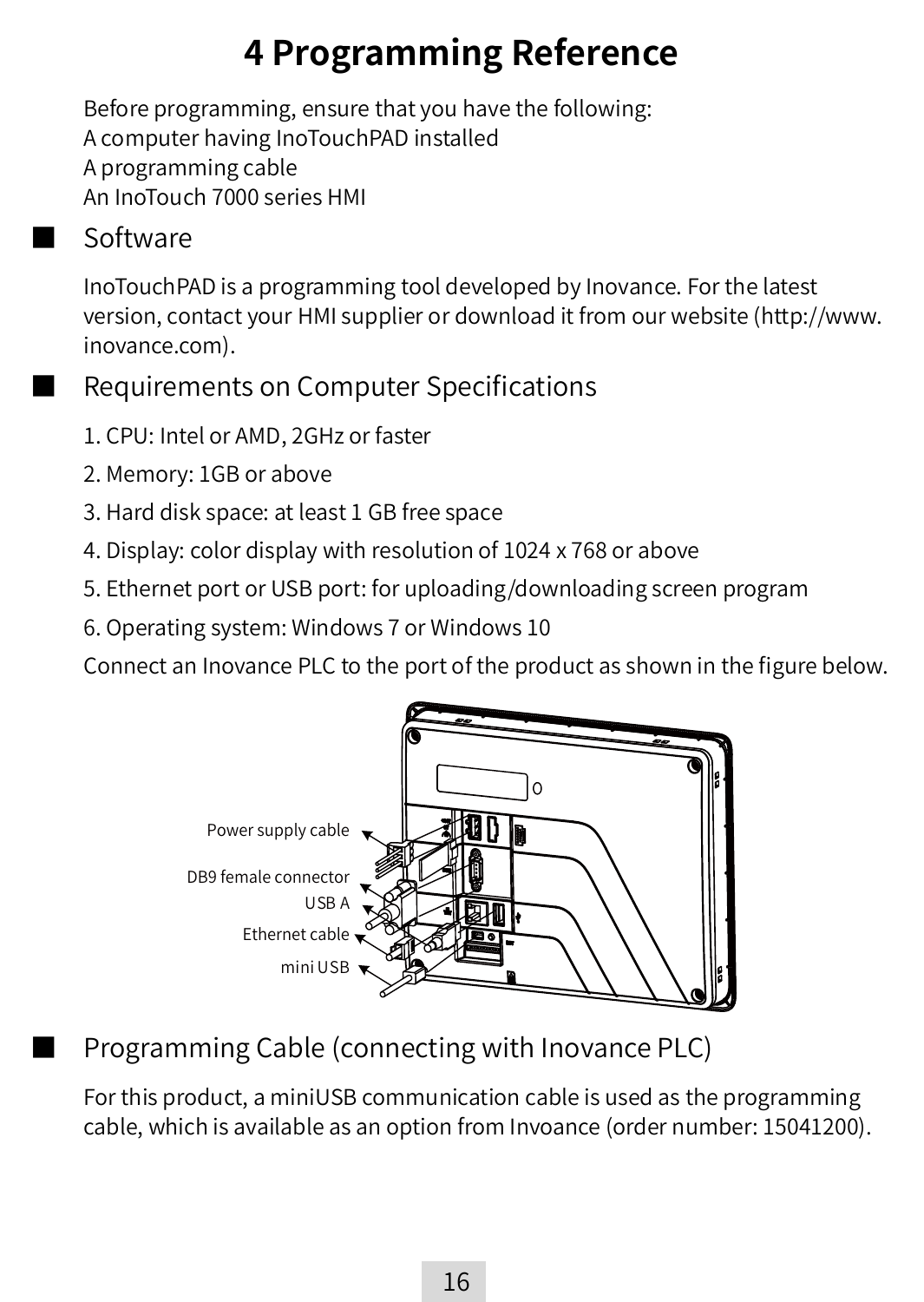# 4 Programming Reference

Before programming, ensure that you have the following:
A computer having InoTouchPAD installed
A programming cable
An InoTouch 7000 series HMI

## Software

InoTouchPAD is a programming tool developed by Inovance. For the latest version, contact your HMI supplier or download it from our website (http://www.inovance.com).

## Requirements on Computer Specifications

1. CPU: Intel or AMD, 2GHz or faster
2. Memory: 1GB or above
3. Hard disk space: at least 1 GB free space
4. Display: color display with resolution of 1024 x 768 or above
5. Ethernet port or USB port: for uploading/downloading screen program
6. Operating system: Windows 7 or Windows 10

Connect an Inovance PLC to the port of the product as shown in the figure below.

Power supply cable
DB9 female connector
USB A
Ethernet cable
mini USB

## Programming Cable (connecting with Inovance PLC)

For this product, a miniUSB communication cable is used as the programming cable, which is available as an option from Invoance (order number: 15041200).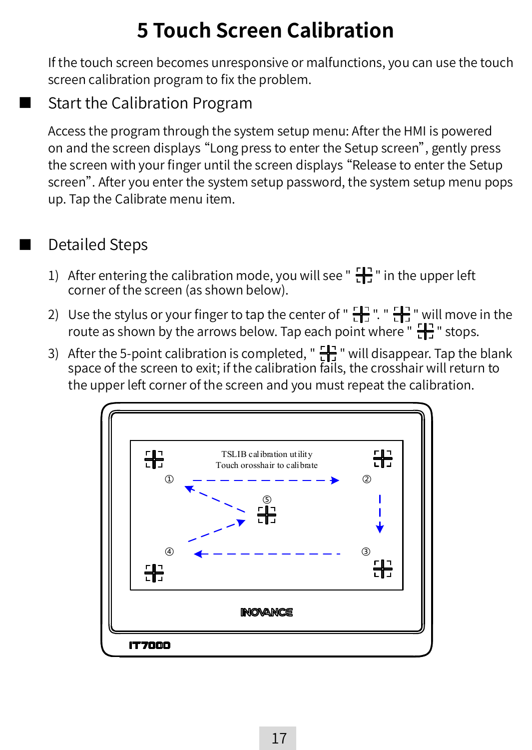# 5 Touch Screen Calibration

If the touch screen becomes unresponsive or malfunctions, you can use the touch screen calibration program to fix the problem.

## Start the Calibration Program

Access the program through the system setup menu: After the HMI is powered on and the screen displays “Long press to enter the Setup screen”, gently press the screen with your finger until the screen displays “Release to enter the Setup screen”. After you enter the system setup password, the system setup menu pops up. Tap the Calibrate menu item.

## Detailed Steps

1) After entering the calibration mode, you will see " ⌖ " in the upper left corner of the screen (as shown below).
2) Use the stylus or your finger to tap the center of " ⌖ ". " ⌖ " will move in the route as shown by the arrows below. Tap each point where " ⌖ " stops.
3) After the 5-point calibration is completed, " ⌖ " will disappear. Tap the blank space of the screen to exit; if the calibration fails, the crosshair will return to the upper left corner of the screen and you must repeat the calibration.

TSLIB calibration utility
Touch crosshair to calibrate

① ② ③ ④ ⑤

INOVANCE

IT7000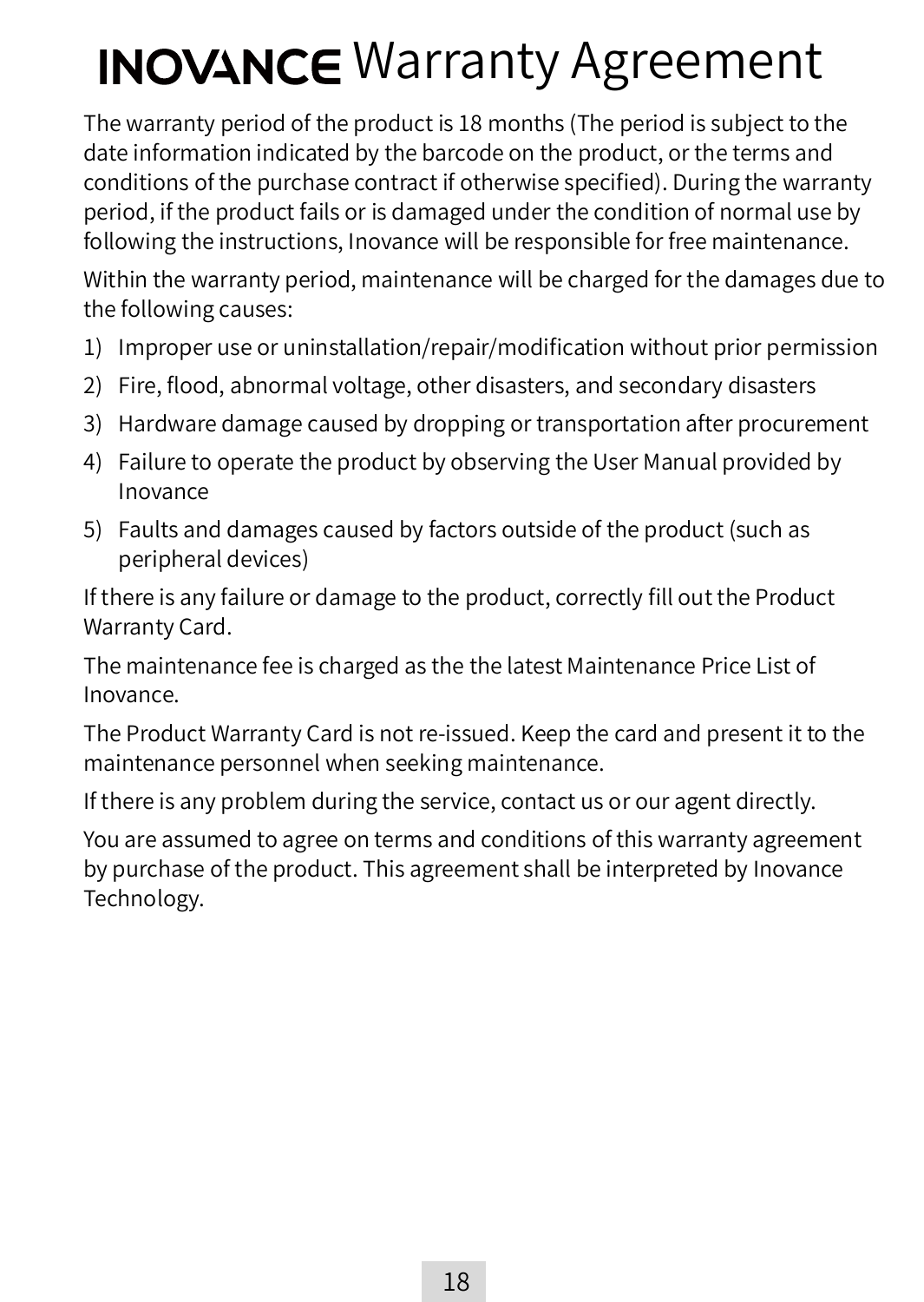# INOVANCE Warranty Agreement

The warranty period of the product is 18 months (The period is subject to the date information indicated by the barcode on the product, or the terms and conditions of the purchase contract if otherwise specified). During the warranty period, if the product fails or is damaged under the condition of normal use by following the instructions, Inovance will be responsible for free maintenance.

Within the warranty period, maintenance will be charged for the damages due to the following causes:

1) Improper use or uninstallation/repair/modification without prior permission
2) Fire, flood, abnormal voltage, other disasters, and secondary disasters
3) Hardware damage caused by dropping or transportation after procurement
4) Failure to operate the product by observing the User Manual provided by Inovance
5) Faults and damages caused by factors outside of the product (such as peripheral devices)

If there is any failure or damage to the product, correctly fill out the Product Warranty Card.

The maintenance fee is charged as the the latest Maintenance Price List of Inovance.

The Product Warranty Card is not re-issued. Keep the card and present it to the maintenance personnel when seeking maintenance.

If there is any problem during the service, contact us or our agent directly.

You are assumed to agree on terms and conditions of this warranty agreement by purchase of the product. This agreement shall be interpreted by Inovance Technology.